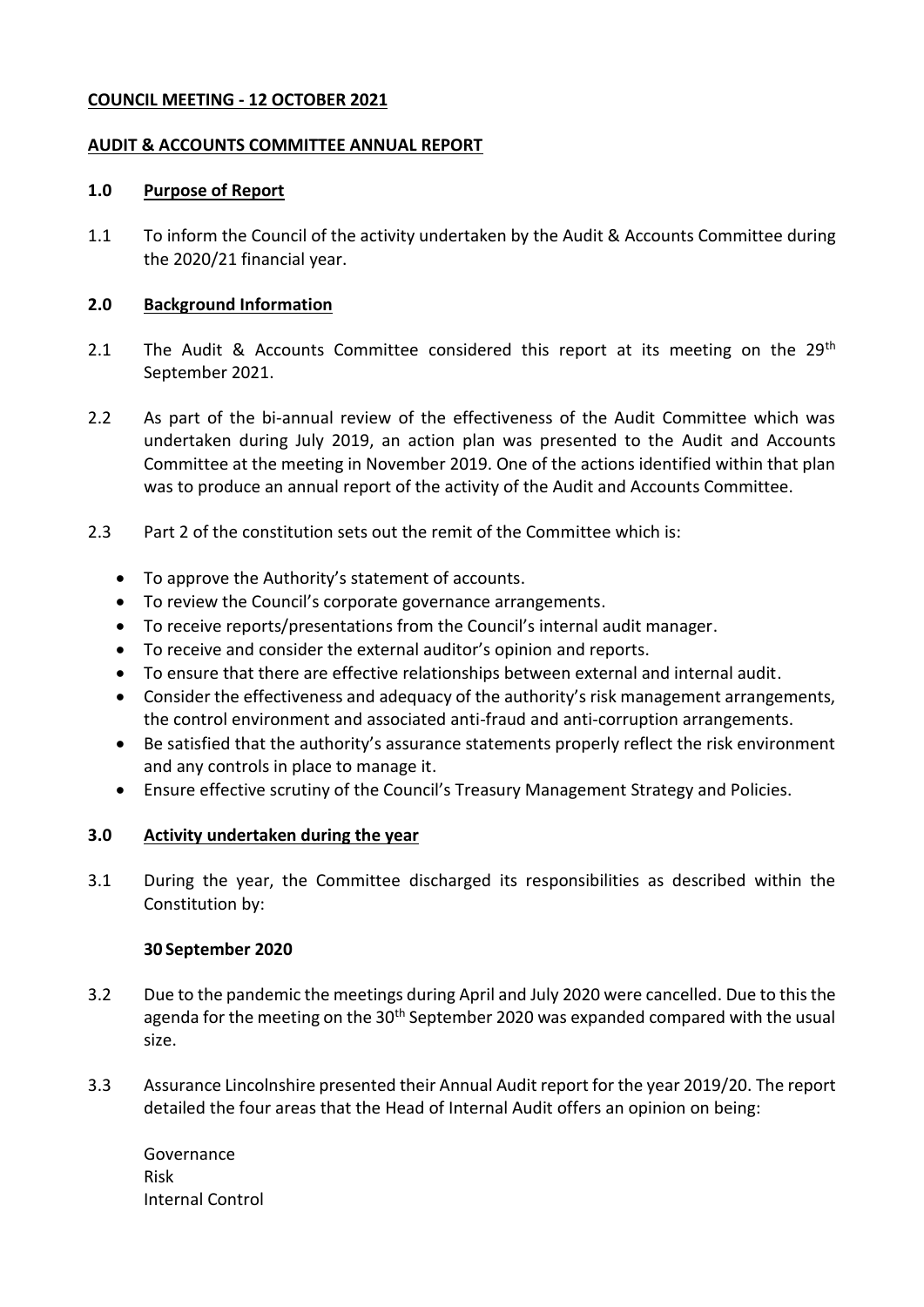**COUNCIL MEETING - 12 OCTOBER 2021**

**AUDIT & ACCOUNTS COMMITTEE ANNUAL REPORT**

**1.0 Purpose of Report**

1.1 To inform the Council of the activity undertaken by the Audit & Accounts Committee during the 2020/21 financial year.

**2.0 Background Information**

2.1 The Audit & Accounts Committee considered this report at its meeting on the 29th September 2021.

2.2 As part of the bi-annual review of the effectiveness of the Audit Committee which was undertaken during July 2019, an action plan was presented to the Audit and Accounts Committee at the meeting in November 2019. One of the actions identified within that plan was to produce an annual report of the activity of the Audit and Accounts Committee.

2.3 Part 2 of the constitution sets out the remit of the Committee which is:

- To approve the Authority's statement of accounts.
- To review the Council's corporate governance arrangements.
- To receive reports/presentations from the Council's internal audit manager.
- To receive and consider the external auditor's opinion and reports.
- To ensure that there are effective relationships between external and internal audit.
- Consider the effectiveness and adequacy of the authority's risk management arrangements, the control environment and associated anti-fraud and anti-corruption arrangements.
- Be satisfied that the authority's assurance statements properly reflect the risk environment and any controls in place to manage it.
- Ensure effective scrutiny of the Council's Treasury Management Strategy and Policies.

**3.0 Activity undertaken during the year**

3.1 During the year, the Committee discharged its responsibilities as described within the Constitution by:

**30 September 2020**

3.2 Due to the pandemic the meetings during April and July 2020 were cancelled. Due to this the agenda for the meeting on the 30th September 2020 was expanded compared with the usual size.

3.3 Assurance Lincolnshire presented their Annual Audit report for the year 2019/20. The report detailed the four areas that the Head of Internal Audit offers an opinion on being:

Governance
Risk
Internal Control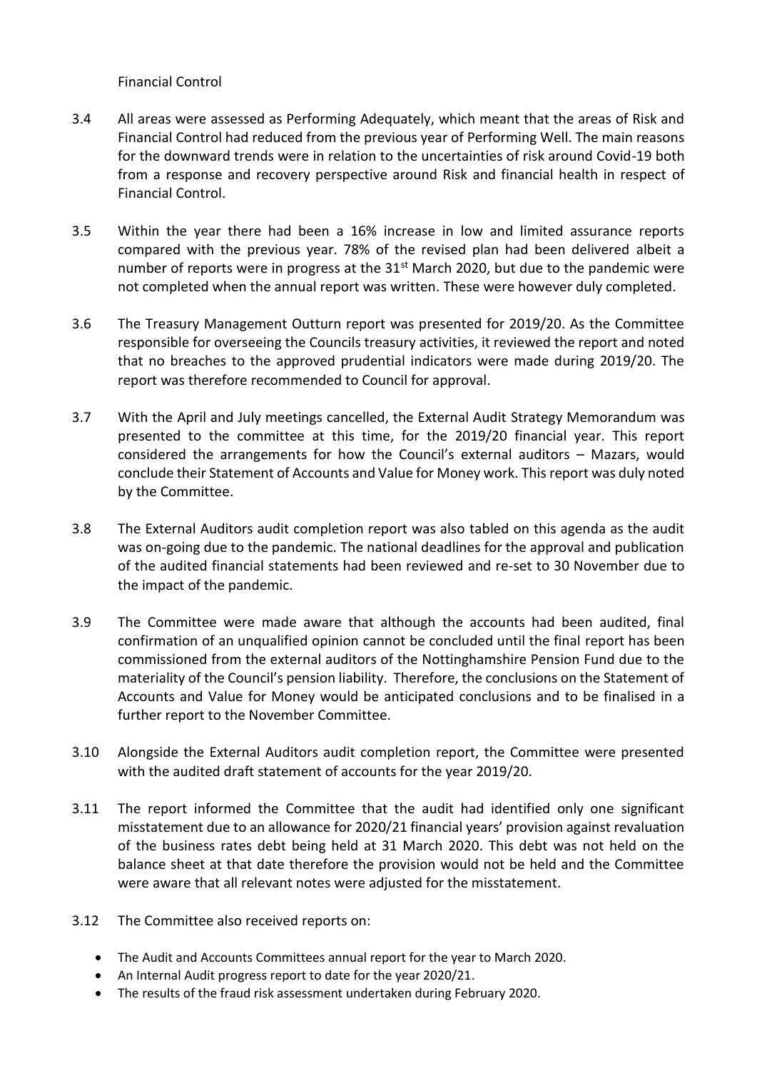Financial Control

3.4 All areas were assessed as Performing Adequately, which meant that the areas of Risk and Financial Control had reduced from the previous year of Performing Well. The main reasons for the downward trends were in relation to the uncertainties of risk around Covid-19 both from a response and recovery perspective around Risk and financial health in respect of Financial Control.

3.5 Within the year there had been a 16% increase in low and limited assurance reports compared with the previous year. 78% of the revised plan had been delivered albeit a number of reports were in progress at the 31st March 2020, but due to the pandemic were not completed when the annual report was written. These were however duly completed.

3.6 The Treasury Management Outturn report was presented for 2019/20. As the Committee responsible for overseeing the Councils treasury activities, it reviewed the report and noted that no breaches to the approved prudential indicators were made during 2019/20. The report was therefore recommended to Council for approval.

3.7 With the April and July meetings cancelled, the External Audit Strategy Memorandum was presented to the committee at this time, for the 2019/20 financial year. This report considered the arrangements for how the Council's external auditors – Mazars, would conclude their Statement of Accounts and Value for Money work. This report was duly noted by the Committee.

3.8 The External Auditors audit completion report was also tabled on this agenda as the audit was on-going due to the pandemic. The national deadlines for the approval and publication of the audited financial statements had been reviewed and re-set to 30 November due to the impact of the pandemic.

3.9 The Committee were made aware that although the accounts had been audited, final confirmation of an unqualified opinion cannot be concluded until the final report has been commissioned from the external auditors of the Nottinghamshire Pension Fund due to the materiality of the Council's pension liability. Therefore, the conclusions on the Statement of Accounts and Value for Money would be anticipated conclusions and to be finalised in a further report to the November Committee.

3.10 Alongside the External Auditors audit completion report, the Committee were presented with the audited draft statement of accounts for the year 2019/20.

3.11 The report informed the Committee that the audit had identified only one significant misstatement due to an allowance for 2020/21 financial years' provision against revaluation of the business rates debt being held at 31 March 2020. This debt was not held on the balance sheet at that date therefore the provision would not be held and the Committee were aware that all relevant notes were adjusted for the misstatement.

3.12 The Committee also received reports on:

- The Audit and Accounts Committees annual report for the year to March 2020.
- An Internal Audit progress report to date for the year 2020/21.
- The results of the fraud risk assessment undertaken during February 2020.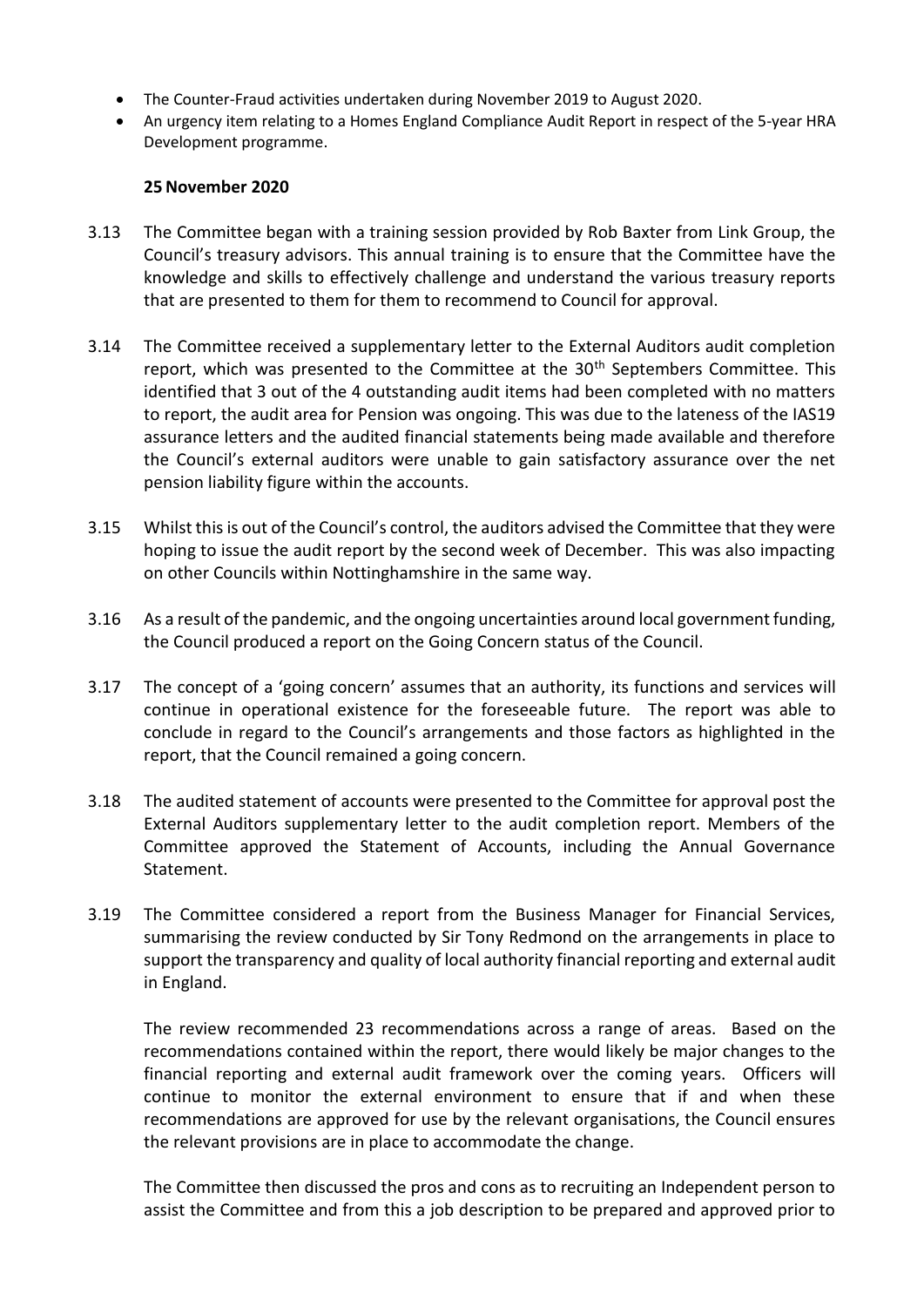- The Counter-Fraud activities undertaken during November 2019 to August 2020.
- An urgency item relating to a Homes England Compliance Audit Report in respect of the 5-year HRA Development programme.

**25 November 2020**

3.13 The Committee began with a training session provided by Rob Baxter from Link Group, the Council's treasury advisors. This annual training is to ensure that the Committee have the knowledge and skills to effectively challenge and understand the various treasury reports that are presented to them for them to recommend to Council for approval.

3.14 The Committee received a supplementary letter to the External Auditors audit completion report, which was presented to the Committee at the 30th Septembers Committee. This identified that 3 out of the 4 outstanding audit items had been completed with no matters to report, the audit area for Pension was ongoing. This was due to the lateness of the IAS19 assurance letters and the audited financial statements being made available and therefore the Council's external auditors were unable to gain satisfactory assurance over the net pension liability figure within the accounts.

3.15 Whilst this is out of the Council's control, the auditors advised the Committee that they were hoping to issue the audit report by the second week of December. This was also impacting on other Councils within Nottinghamshire in the same way.

3.16 As a result of the pandemic, and the ongoing uncertainties around local government funding, the Council produced a report on the Going Concern status of the Council.

3.17 The concept of a 'going concern' assumes that an authority, its functions and services will continue in operational existence for the foreseeable future. The report was able to conclude in regard to the Council's arrangements and those factors as highlighted in the report, that the Council remained a going concern.

3.18 The audited statement of accounts were presented to the Committee for approval post the External Auditors supplementary letter to the audit completion report. Members of the Committee approved the Statement of Accounts, including the Annual Governance Statement.

3.19 The Committee considered a report from the Business Manager for Financial Services, summarising the review conducted by Sir Tony Redmond on the arrangements in place to support the transparency and quality of local authority financial reporting and external audit in England.

The review recommended 23 recommendations across a range of areas. Based on the recommendations contained within the report, there would likely be major changes to the financial reporting and external audit framework over the coming years. Officers will continue to monitor the external environment to ensure that if and when these recommendations are approved for use by the relevant organisations, the Council ensures the relevant provisions are in place to accommodate the change.

The Committee then discussed the pros and cons as to recruiting an Independent person to assist the Committee and from this a job description to be prepared and approved prior to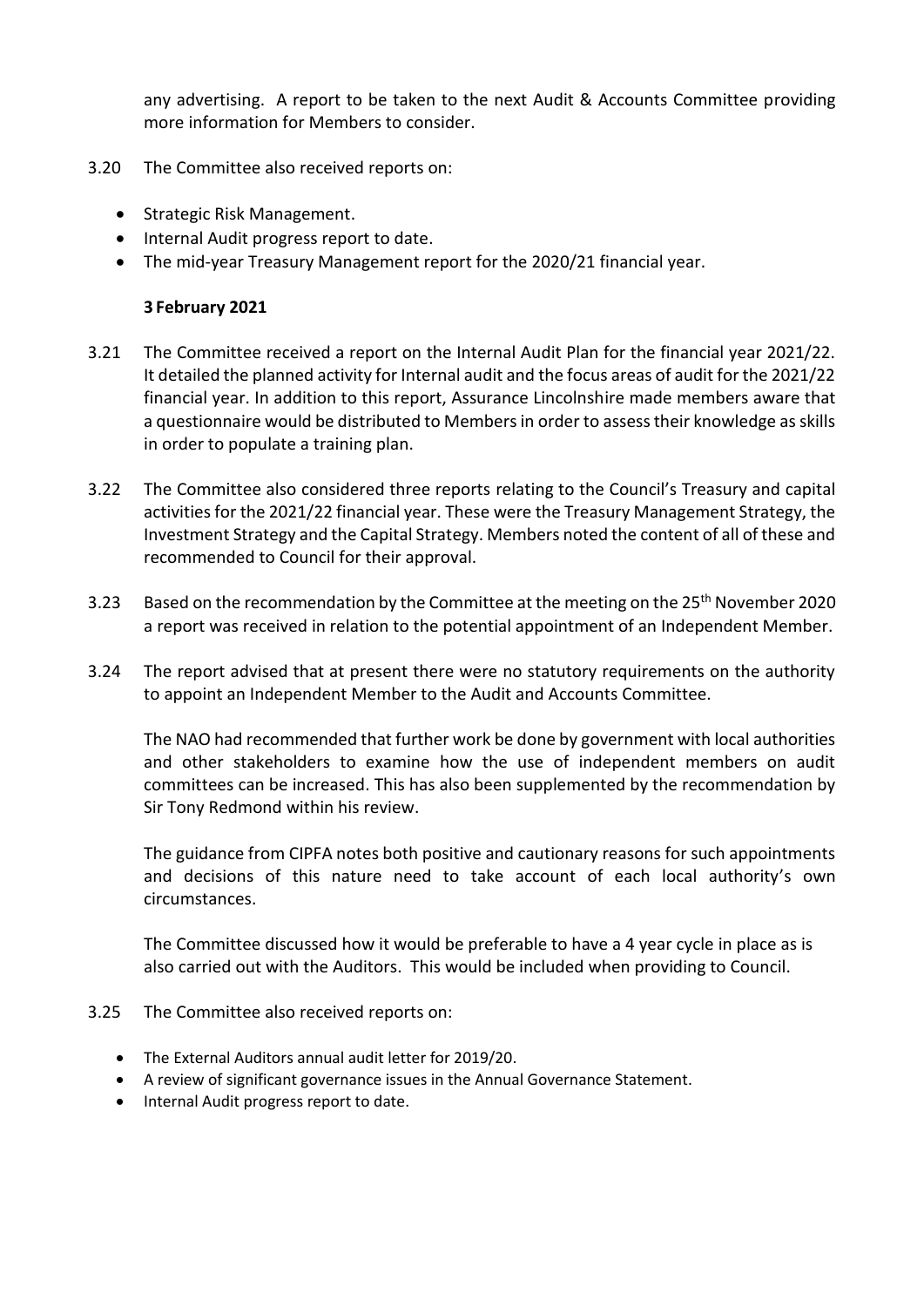any advertising. A report to be taken to the next Audit & Accounts Committee providing more information for Members to consider.

3.20 The Committee also received reports on:

- Strategic Risk Management.
- Internal Audit progress report to date.
- The mid-year Treasury Management report for the 2020/21 financial year.

**3 February 2021**

3.21 The Committee received a report on the Internal Audit Plan for the financial year 2021/22. It detailed the planned activity for Internal audit and the focus areas of audit for the 2021/22 financial year. In addition to this report, Assurance Lincolnshire made members aware that a questionnaire would be distributed to Members in order to assess their knowledge as skills in order to populate a training plan.

3.22 The Committee also considered three reports relating to the Council's Treasury and capital activities for the 2021/22 financial year. These were the Treasury Management Strategy, the Investment Strategy and the Capital Strategy. Members noted the content of all of these and recommended to Council for their approval.

3.23 Based on the recommendation by the Committee at the meeting on the 25th November 2020 a report was received in relation to the potential appointment of an Independent Member.

3.24 The report advised that at present there were no statutory requirements on the authority to appoint an Independent Member to the Audit and Accounts Committee.

The NAO had recommended that further work be done by government with local authorities and other stakeholders to examine how the use of independent members on audit committees can be increased. This has also been supplemented by the recommendation by Sir Tony Redmond within his review.

The guidance from CIPFA notes both positive and cautionary reasons for such appointments and decisions of this nature need to take account of each local authority's own circumstances.

The Committee discussed how it would be preferable to have a 4 year cycle in place as is also carried out with the Auditors. This would be included when providing to Council.

3.25 The Committee also received reports on:

- The External Auditors annual audit letter for 2019/20.
- A review of significant governance issues in the Annual Governance Statement.
- Internal Audit progress report to date.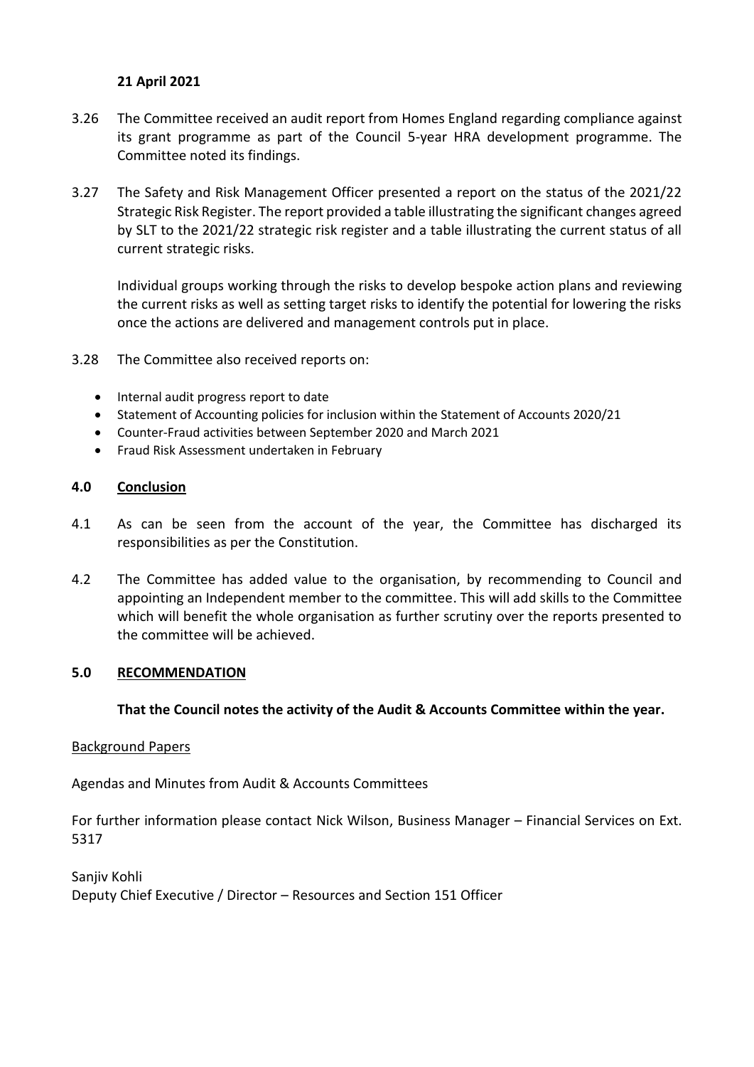**21 April 2021**

3.26 The Committee received an audit report from Homes England regarding compliance against its grant programme as part of the Council 5-year HRA development programme. The Committee noted its findings.

3.27 The Safety and Risk Management Officer presented a report on the status of the 2021/22 Strategic Risk Register. The report provided a table illustrating the significant changes agreed by SLT to the 2021/22 strategic risk register and a table illustrating the current status of all current strategic risks.

Individual groups working through the risks to develop bespoke action plans and reviewing the current risks as well as setting target risks to identify the potential for lowering the risks once the actions are delivered and management controls put in place.

3.28 The Committee also received reports on:

- Internal audit progress report to date
- Statement of Accounting policies for inclusion within the Statement of Accounts 2020/21
- Counter-Fraud activities between September 2020 and March 2021
- Fraud Risk Assessment undertaken in February

## 4.0 Conclusion

4.1 As can be seen from the account of the year, the Committee has discharged its responsibilities as per the Constitution.

4.2 The Committee has added value to the organisation, by recommending to Council and appointing an Independent member to the committee. This will add skills to the Committee which will benefit the whole organisation as further scrutiny over the reports presented to the committee will be achieved.

## 5.0 RECOMMENDATION

**That the Council notes the activity of the Audit & Accounts Committee within the year.**

Background Papers

Agendas and Minutes from Audit & Accounts Committees

For further information please contact Nick Wilson, Business Manager – Financial Services on Ext. 5317

Sanjiv Kohli
Deputy Chief Executive / Director – Resources and Section 151 Officer